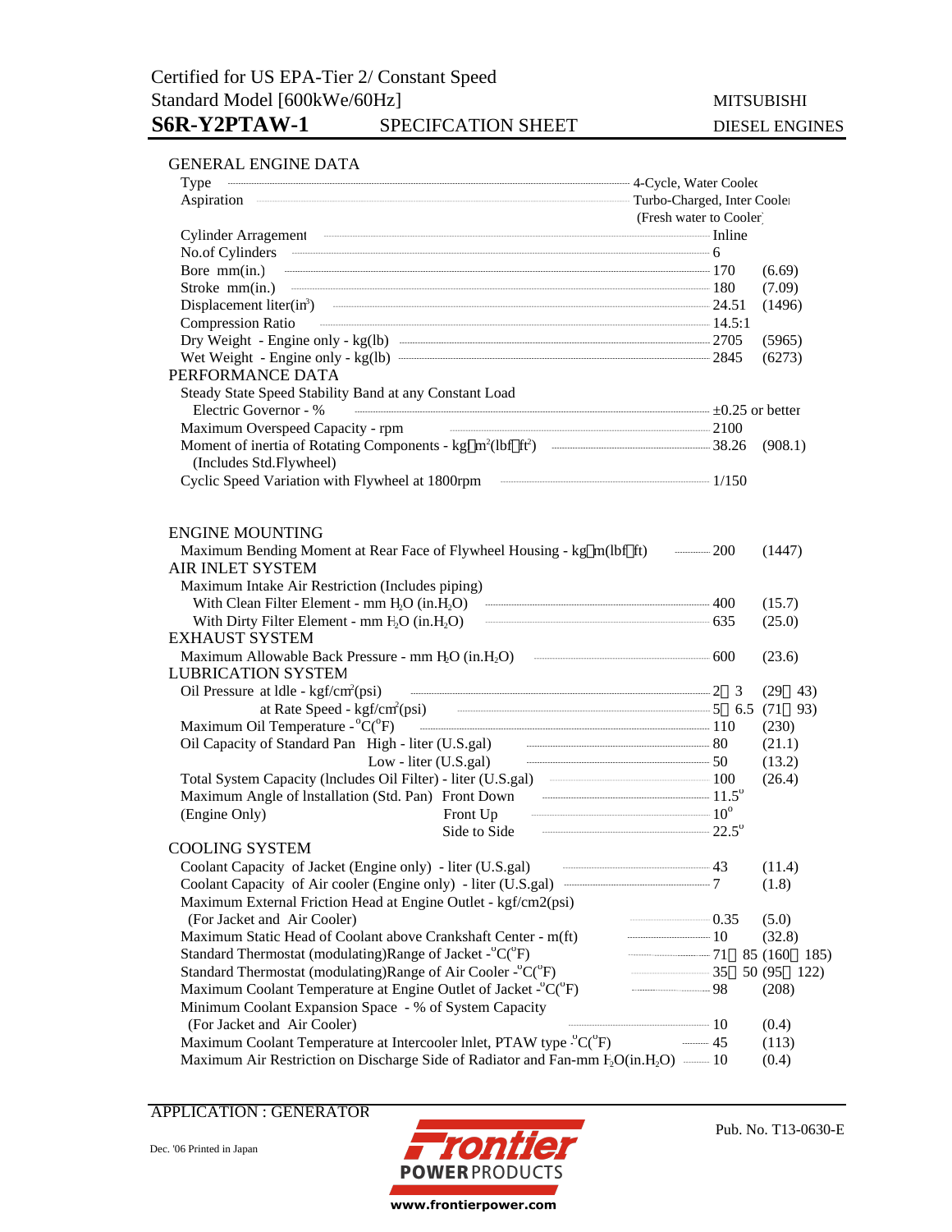Certified for US EPA-Tier 2/ Constant Speed

Standard Model [600kWe/60Hz]

MITSUBISHI DIESEL ENGINES

# S6R-Y2PTAW-1 SPECIFCATION SHEET

## GENERAL ENGINE DATA

| Item | Value | (Alt.) |
|---|---|---|
| Type | 4-Cycle, Water Cooled | |
| Aspiration | Turbo-Charged, Inter Cooler (Fresh water to Cooler) | |
| Cylinder Arragement | Inline | |
| No.of Cylinders | 6 | |
| Bore mm(in.) | 170 | (6.69) |
| Stroke mm(in.) | 180 | (7.09) |
| Displacement liter($in^3$) | 24.51 | (1496) |
| Compression Ratio | 14.5:1 | |
| Dry Weight - Engine only - kg(lb) | 2705 | (5965) |
| Wet Weight - Engine only - kg(lb) | 2845 | (6273) |

## PERFORMANCE DATA

| Item | Value | (Alt.) |
|---|---|---|
| Steady State Speed Stability Band at any Constant Load — Electric Governor - % | ±0.25 or better | |
| Maximum Overspeed Capacity - rpm | 2100 | |
| Moment of inertia of Rotating Components - kg・$m^2$(lbf・$ft^2$) (Includes Std.Flywheel) | 38.26 | (908.1) |
| Cyclic Speed Variation with Flywheel at 1800rpm | 1/150 | |

## ENGINE MOUNTING

| Item | Value | (Alt.) |
|---|---|---|
| Maximum Bending Moment at Rear Face of Flywheel Housing - kg・m(lbf・ft) | 200 | (1447) |

## AIR INLET SYSTEM

| Item | Value | (Alt.) |
|---|---|---|
| Maximum Intake Air Restriction (Includes piping) — With Clean Filter Element - mm $H_2O$ (in.$H_2O$) | 400 | (15.7) |
| With Dirty Filter Element - mm $H_2O$ (in.$H_2O$) | 635 | (25.0) |

## EXHAUST SYSTEM

| Item | Value | (Alt.) |
|---|---|---|
| Maximum Allowable Back Pressure - mm $H_2O$ (in.$H_2O$) | 600 | (23.6) |

## LUBRICATION SYSTEM

| Item | Value | (Alt.) |
|---|---|---|
| Oil Pressure at Idle - kgf/$cm^2$(psi) | 2～3 | (29～43) |
| Oil Pressure at Rate Speed - kgf/$cm^2$(psi) | 5～6.5 | (71～93) |
| Maximum Oil Temperature - $^oC$($^oF$) | 110 | (230) |
| Oil Capacity of Standard Pan High - liter (U.S.gal) | 80 | (21.1) |
| Oil Capacity of Standard Pan Low - liter (U.S.gal) | 50 | (13.2) |
| Total System Capacity (Includes Oil Filter) - liter (U.S.gal) | 100 | (26.4) |
| Maximum Angle of Installation (Std. Pan) (Engine Only) Front Down | 11.5$^o$ | |
| Front Up | 10$^o$ | |
| Side to Side | 22.5$^o$ | |

## COOLING SYSTEM

| Item | Value | (Alt.) |
|---|---|---|
| Coolant Capacity of Jacket (Engine only) - liter (U.S.gal) | 43 | (11.4) |
| Coolant Capacity of Air cooler (Engine only) - liter (U.S.gal) | 7 | (1.8) |
| Maximum External Friction Head at Engine Outlet - kgf/cm2(psi) (For Jacket and Air Cooler) | 0.35 | (5.0) |
| Maximum Static Head of Coolant above Crankshaft Center - m(ft) | 10 | (32.8) |
| Standard Thermostat (modulating)Range of Jacket - $^oC$($^oF$) | 71～85 | (160～185) |
| Standard Thermostat (modulating)Range of Air Cooler - $^oC$($^oF$) | 35～50 | (95～122) |
| Maximum Coolant Temperature at Engine Outlet of Jacket - $^oC$($^oF$) | 98 | (208) |
| Minimum Coolant Expansion Space - % of System Capacity (For Jacket and Air Cooler) | 10 | (0.4) |
| Maximum Coolant Temperature at Intercooler Inlet, PTAW type - $^oC$($^oF$) | 45 | (113) |
| Maximum Air Restriction on Discharge Side of Radiator and Fan-mm $H_2O$(in.$H_2O$) | 10 | (0.4) |

APPLICATION : GENERATOR

Dec. '06 Printed in Japan

Frontier POWER PRODUCTS www.frontierpower.com

Pub. No. T13-0630-E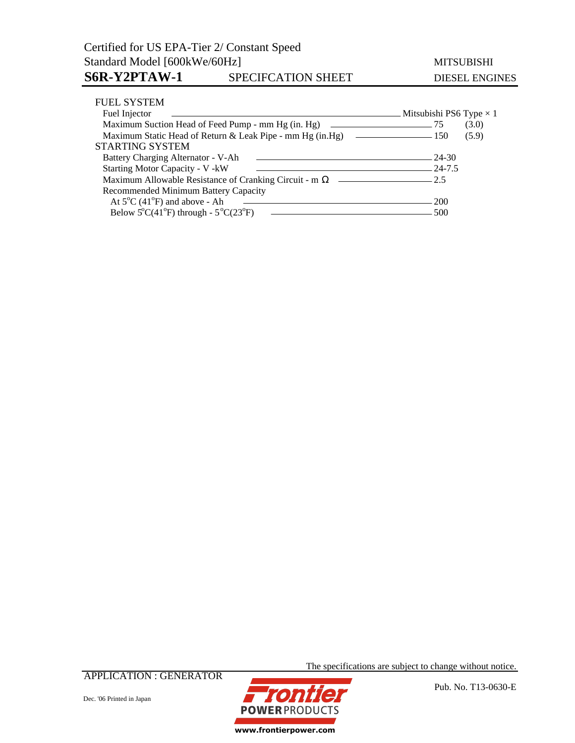## FUEL SYSTEM

| Item | Value | |
|---|---|---|
| Fuel Injector | Mitsubishi PS6 Type × 1 | |
| Maximum Suction Head of Feed Pump - mm Hg (in. Hg) | 75 | (3.0) |
| Maximum Static Head of Return & Leak Pipe - mm Hg (in.Hg) | 150 | (5.9) |

## STARTING SYSTEM

| Item | Value |
|---|---|
| Battery Charging Alternator - V-Ah | 24-30 |
| Starting Motor Capacity - V -kW | 24-7.5 |
| Maximum Allowable Resistance of Cranking Circuit - m Ω | 2.5 |
| Recommended Minimum Battery Capacity | |
| At 5°C (41°F) and above - Ah | 200 |
| Below 5°C(41°F) through - 5°C(23°F) | 500 |

The specifications are subject to change without notice.

APPLICATION : GENERATOR

Pub. No. T13-0630-E

Dec. '06 Printed in Japan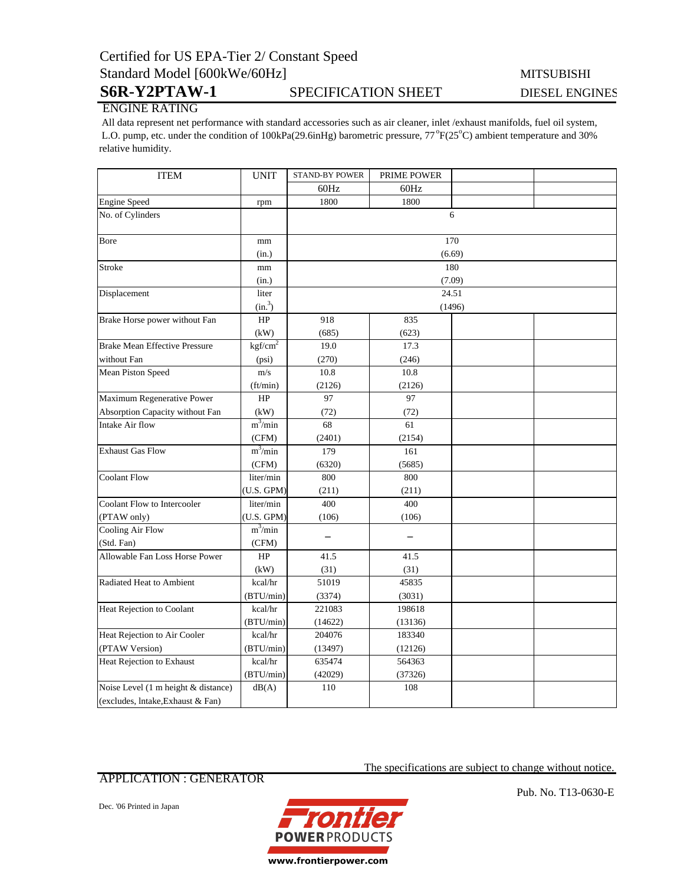Certified for US EPA-Tier 2/ Constant Speed

Standard Model [600kWe/60Hz] MITSUBISHI

# S6R-Y2PTAW-1 SPECIFICATION SHEET DIESEL ENGINES

## ENGINE RATING

All data represent net performance with standard accessories such as air cleaner, inlet /exhaust manifolds, fuel oil system, L.O. pump, etc. under the condition of 100kPa(29.6inHg) barometric pressure, 77°F(25°C) ambient temperature and 30% relative humidity.

| ITEM | UNIT | STAND-BY POWER | PRIME POWER | | |
|---|---|---|---|---|---|
| | | 60Hz | 60Hz | | |
| Engine Speed | rpm | 1800 | 1800 | | |
| No. of Cylinders | | 6 | | | |
| Bore | mm | 170 | | | |
| | (in.) | (6.69) | | | |
| Stroke | mm | 180 | | | |
| | (in.) | (7.09) | | | |
| Displacement | liter | 24.51 | | | |
| | (in.$^3$) | (1496) | | | |
| Brake Horse power without Fan | HP | 918 | 835 | | |
| | (kW) | (685) | (623) | | |
| Brake Mean Effective Pressure without Fan | kgf/cm$^2$ | 19.0 | 17.3 | | |
| | (psi) | (270) | (246) | | |
| Mean Piston Speed | m/s | 10.8 | 10.8 | | |
| | (ft/min) | (2126) | (2126) | | |
| Maximum Regenerative Power Absorption Capacity without Fan | HP | 97 | 97 | | |
| | (kW) | (72) | (72) | | |
| Intake Air flow | m$^3$/min | 68 | 61 | | |
| | (CFM) | (2401) | (2154) | | |
| Exhaust Gas Flow | m$^3$/min | 179 | 161 | | |
| | (CFM) | (6320) | (5685) | | |
| Coolant Flow | liter/min | 800 | 800 | | |
| | (U.S. GPM) | (211) | (211) | | |
| Coolant Flow to Intercooler (PTAW only) | liter/min | 400 | 400 | | |
| | (U.S. GPM) | (106) | (106) | | |
| Cooling Air Flow (Std. Fan) | m$^3$/min | – | – | | |
| | (CFM) | | | | |
| Allowable Fan Loss Horse Power | HP | 41.5 | 41.5 | | |
| | (kW) | (31) | (31) | | |
| Radiated Heat to Ambient | kcal/hr | 51019 | 45835 | | |
| | (BTU/min) | (3374) | (3031) | | |
| Heat Rejection to Coolant | kcal/hr | 221083 | 198618 | | |
| | (BTU/min) | (14622) | (13136) | | |
| Heat Rejection to Air Cooler (PTAW Version) | kcal/hr | 204076 | 183340 | | |
| | (BTU/min) | (13497) | (12126) | | |
| Heat Rejection to Exhaust | kcal/hr | 635474 | 564363 | | |
| | (BTU/min) | (42029) | (37326) | | |
| Noise Level (1 m height & distance) (excludes, Intake,Exhaust & Fan) | dB(A) | 110 | 108 | | |

The specifications are subject to change without notice.

APPLICATION : GENERATOR

Pub. No. T13-0630-E

Dec. '06 Printed in Japan

Frontier POWER PRODUCTS

www.frontierpower.com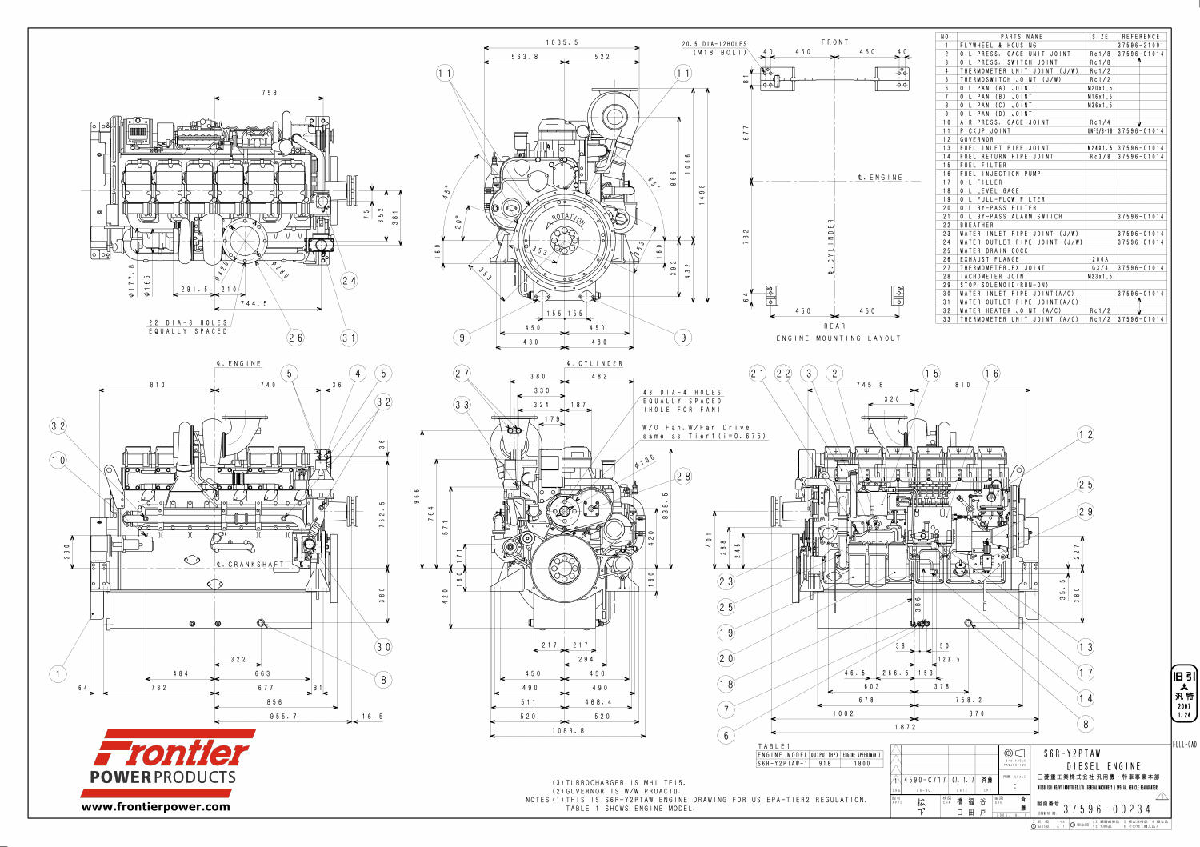| NO. | PARTS NAME | SIZE | REFERENCE |
|---|---|---|---|
| 1 | FLYWHEEL & HOUSING | | 37596-21001 |
| 2 | OIL PRESS. GAGE UNIT JOINT | Rc1/8 | 37596-01014 |
| 3 | OIL PRESS. SWITCH JOINT | Rc1/8 | |
| 4 | THERMOMETER UNIT JOINT (J/W) | Rc1/2 | |
| 5 | THERMOSWITCH JOINT (J/W) | Rc1/2 | |
| 6 | OIL PAN (A) JOINT | M20x1.5 | |
| 7 | OIL PAN (B) JOINT | M16x1.5 | |
| 8 | OIL PAN (C) JOINT | M36x1.5 | |
| 9 | OIL PAN (D) JOINT | | |
| 10 | AIR PRESS. GAGE JOINT | Rc1/4 | |
| 11 | PICKUP JOINT | UNF5/8-18 | 37596-01014 |
| 12 | GOVERNOR | | |
| 13 | FUEL INLET PIPE JOINT | M24X1.5 | 37596-01014 |
| 14 | FUEL RETURN PIPE JOINT | Rc3/8 | 37596-01014 |
| 15 | FUEL FILTER | | |
| 16 | FUEL INJECTION PUMP | | |
| 17 | OIL FILLER | | |
| 18 | OIL LEVEL GAGE | | |
| 19 | OIL FULL-FLOW FILTER | | |
| 20 | OIL BY-PASS FILTER | | |
| 21 | OIL BY-PASS ALARM SWITCH | | 37596-01014 |
| 22 | BREATHER | | |
| 23 | WATER INLET PIPE JOINT (J/W) | | 37596-01014 |
| 24 | WATER OUTLET PIPE JOINT (J/W) | | 37596-01014 |
| 25 | WATER DRAIN COCK | | |
| 26 | EXHAUST FLANGE | 200A | |
| 27 | THERMOMETER.EX.JOINT | G3/4 | 37596-01014 |
| 28 | TACHOMETER JOINT | M23x1.5 | |
| 29 | STOP SOLENOID(RUN-ON) | | |
| 30 | WATER INLET PIPE JOINT(A/C) | | 37596-01014 |
| 31 | WATER OUTLET PIPE JOINT(A/C) | | |
| 32 | WATER HEATER JOINT (A/C) | Rc1/2 | |
| 33 | THERMOMETER UNIT JOINT (A/C) | Rc1/2 | 37596-01014 |

ENGINE MOUNTING LAYOUT

FRONT

REAR

20.5 DIA-12HOLES (M18 BOLT)

22 DIA-8 HOLES EQUALLY SPACED

43 DIA-4 HOLES EQUALLY SPACED (HOLE FOR FAN)

W/O Fan, W/Fan Drive same as Tier1(i=0.675)

℄ ENGINE

℄ CYLINDER

℄ CRANKSHAFT

ROTATION

TABLE1

| ENGINE MODEL | OUTPUT(HP) | ENGINE SPEED(min⁻¹) |
|---|---|---|
| S6R-Y2PTAW-1 | 918 | 1800 |

(3)TURBOCHARGER IS MHI TF15.
(2)GOVERNOR IS W/W PROACTII.
NOTES (1)THIS IS S6R-Y2PTAW ENGINE DRAWING FOR US EPA-TIER2 REGULATION.
TABLE 1 SHOWS ENGINE MODEL.

S6R-Y2PTAW
DIESEL ENGINE

三菱重工業株式会社 汎用機・特車事業本部

MITSUBISHI HEAVY INDUSTRIES,LTD. GENERAL MACHINERY & SPECIAL VEHICLE HEADQUARTERS.

図面番号 DRAWING NO. 37596-00234

4590-C717 '07.1.17

旧引 汎特 2007 1.24

FULL-CAD

Frontier POWER PRODUCTS
www.frontierpower.com